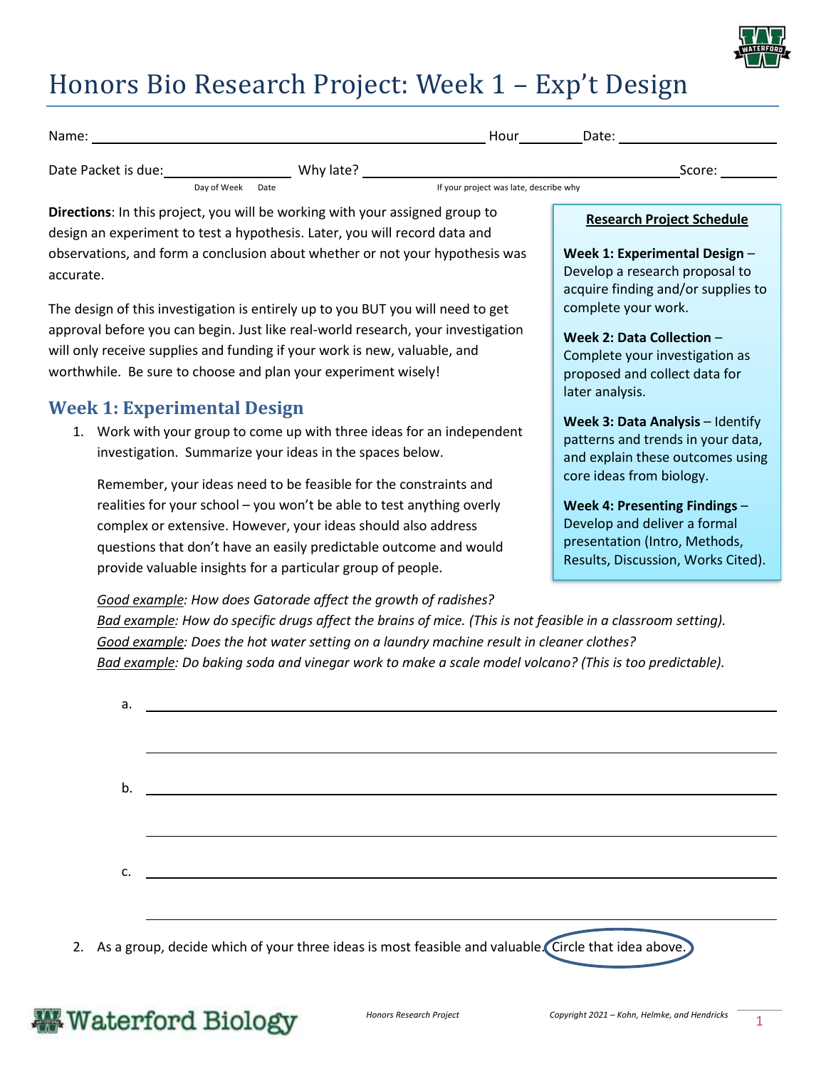# Honors Bio Research Project: Week 1 – Exp't Design

Name: ______________________ Hour ________ Date: ______________

Date Packet is due: ______________ (Day of Week, Date) Why late? ______________________ (If your project was late, describe why) Score: ________

**Directions**: In this project, you will be working with your assigned group to design an experiment to test a hypothesis. Later, you will record data and observations, and form a conclusion about whether or not your hypothesis was accurate.

The design of this investigation is entirely up to you BUT you will need to get approval before you can begin. Just like real-world research, your investigation will only receive supplies and funding if your work is new, valuable, and worthwhile. Be sure to choose and plan your experiment wisely!

**Research Project Schedule**

**Week 1: Experimental Design** – Develop a research proposal to acquire finding and/or supplies to complete your work.

**Week 2: Data Collection** – Complete your investigation as proposed and collect data for later analysis.

**Week 3: Data Analysis** – Identify patterns and trends in your data, and explain these outcomes using core ideas from biology.

**Week 4: Presenting Findings** – Develop and deliver a formal presentation (Intro, Methods, Results, Discussion, Works Cited).

## Week 1: Experimental Design

1. Work with your group to come up with three ideas for an independent investigation. Summarize your ideas in the spaces below.

   Remember, your ideas need to be feasible for the constraints and realities for your school – you won't be able to test anything overly complex or extensive. However, your ideas should also address questions that don't have an easily predictable outcome and would provide valuable insights for a particular group of people.

   Good example: *How does Gatorade affect the growth of radishes?*
   Bad example: *How do specific drugs affect the brains of mice. (This is not feasible in a classroom setting).*
   Good example: *Does the hot water setting on a laundry machine result in cleaner clothes?*
   Bad example: *Do baking soda and vinegar work to make a scale model volcano? (This is too predictable).*

   a. ________________________________________________

   b. ________________________________________________

   c. ________________________________________________

2. As a group, decide which of your three ideas is most feasible and valuable. Circle that idea above.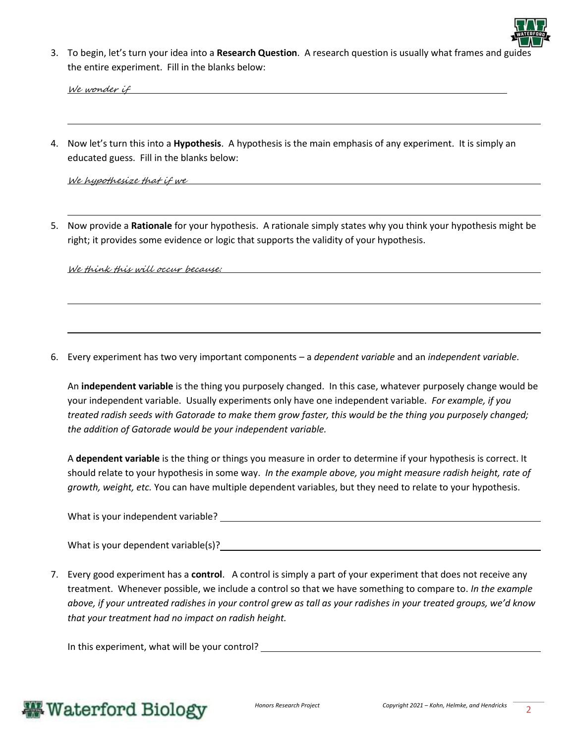3. To begin, let's turn your idea into a **Research Question**. A research question is usually what frames and guides the entire experiment. Fill in the blanks below:

   *We wonder if* \_\_\_\_\_\_\_\_\_\_\_\_\_\_\_\_\_\_\_\_\_\_\_\_\_\_\_\_\_\_\_\_\_\_\_\_\_\_\_\_\_\_\_\_\_\_\_\_\_\_\_\_\_\_\_\_\_\_\_\_

   \_\_\_\_\_\_\_\_\_\_\_\_\_\_\_\_\_\_\_\_\_\_\_\_\_\_\_\_\_\_\_\_\_\_\_\_\_\_\_\_\_\_\_\_\_\_\_\_\_\_\_\_\_\_\_\_\_\_\_\_\_\_\_\_\_\_\_\_\_\_\_\_\_\_

4. Now let's turn this into a **Hypothesis**. A hypothesis is the main emphasis of any experiment. It is simply an educated guess. Fill in the blanks below:

   *We hypothesize that if we* \_\_\_\_\_\_\_\_\_\_\_\_\_\_\_\_\_\_\_\_\_\_\_\_\_\_\_\_\_\_\_\_\_\_\_\_\_\_\_\_\_\_\_\_\_\_\_\_\_\_\_\_

   \_\_\_\_\_\_\_\_\_\_\_\_\_\_\_\_\_\_\_\_\_\_\_\_\_\_\_\_\_\_\_\_\_\_\_\_\_\_\_\_\_\_\_\_\_\_\_\_\_\_\_\_\_\_\_\_\_\_\_\_\_\_\_\_\_\_\_\_\_\_\_\_\_\_

5. Now provide a **Rationale** for your hypothesis. A rationale simply states why you think your hypothesis might be right; it provides some evidence or logic that supports the validity of your hypothesis.

   *We think this will occur because:* \_\_\_\_\_\_\_\_\_\_\_\_\_\_\_\_\_\_\_\_\_\_\_\_\_\_\_\_\_\_\_\_\_\_\_\_\_\_\_\_\_\_\_\_\_\_\_\_

   \_\_\_\_\_\_\_\_\_\_\_\_\_\_\_\_\_\_\_\_\_\_\_\_\_\_\_\_\_\_\_\_\_\_\_\_\_\_\_\_\_\_\_\_\_\_\_\_\_\_\_\_\_\_\_\_\_\_\_\_\_\_\_\_\_\_\_\_\_\_\_\_\_\_

   \_\_\_\_\_\_\_\_\_\_\_\_\_\_\_\_\_\_\_\_\_\_\_\_\_\_\_\_\_\_\_\_\_\_\_\_\_\_\_\_\_\_\_\_\_\_\_\_\_\_\_\_\_\_\_\_\_\_\_\_\_\_\_\_\_\_\_\_\_\_\_\_\_\_

6. Every experiment has two very important components – a *dependent variable* and an *independent variable*.

   An **independent variable** is the thing you purposely changed. In this case, whatever purposely change would be your independent variable. Usually experiments only have one independent variable. *For example, if you treated radish seeds with Gatorade to make them grow faster, this would be the thing you purposely changed; the addition of Gatorade would be your independent variable.*

   A **dependent variable** is the thing or things you measure in order to determine if your hypothesis is correct. It should relate to your hypothesis in some way. *In the example above, you might measure radish height, rate of growth, weight, etc.* You can have multiple dependent variables, but they need to relate to your hypothesis.

   What is your independent variable? \_\_\_\_\_\_\_\_\_\_\_\_\_\_\_\_\_\_\_\_\_\_\_\_\_\_\_\_\_\_\_\_\_\_\_\_\_\_\_\_\_\_\_\_\_\_\_\_

   What is your dependent variable(s)? \_\_\_\_\_\_\_\_\_\_\_\_\_\_\_\_\_\_\_\_\_\_\_\_\_\_\_\_\_\_\_\_\_\_\_\_\_\_\_\_\_\_\_\_\_\_\_

7. Every good experiment has a **control**. A control is simply a part of your experiment that does not receive any treatment. Whenever possible, we include a control so that we have something to compare to. *In the example above, if your untreated radishes in your control grew as tall as your radishes in your treated groups, we'd know that your treatment had no impact on radish height.*

   In this experiment, what will be your control? \_\_\_\_\_\_\_\_\_\_\_\_\_\_\_\_\_\_\_\_\_\_\_\_\_\_\_\_\_\_\_\_\_\_\_\_\_\_\_\_\_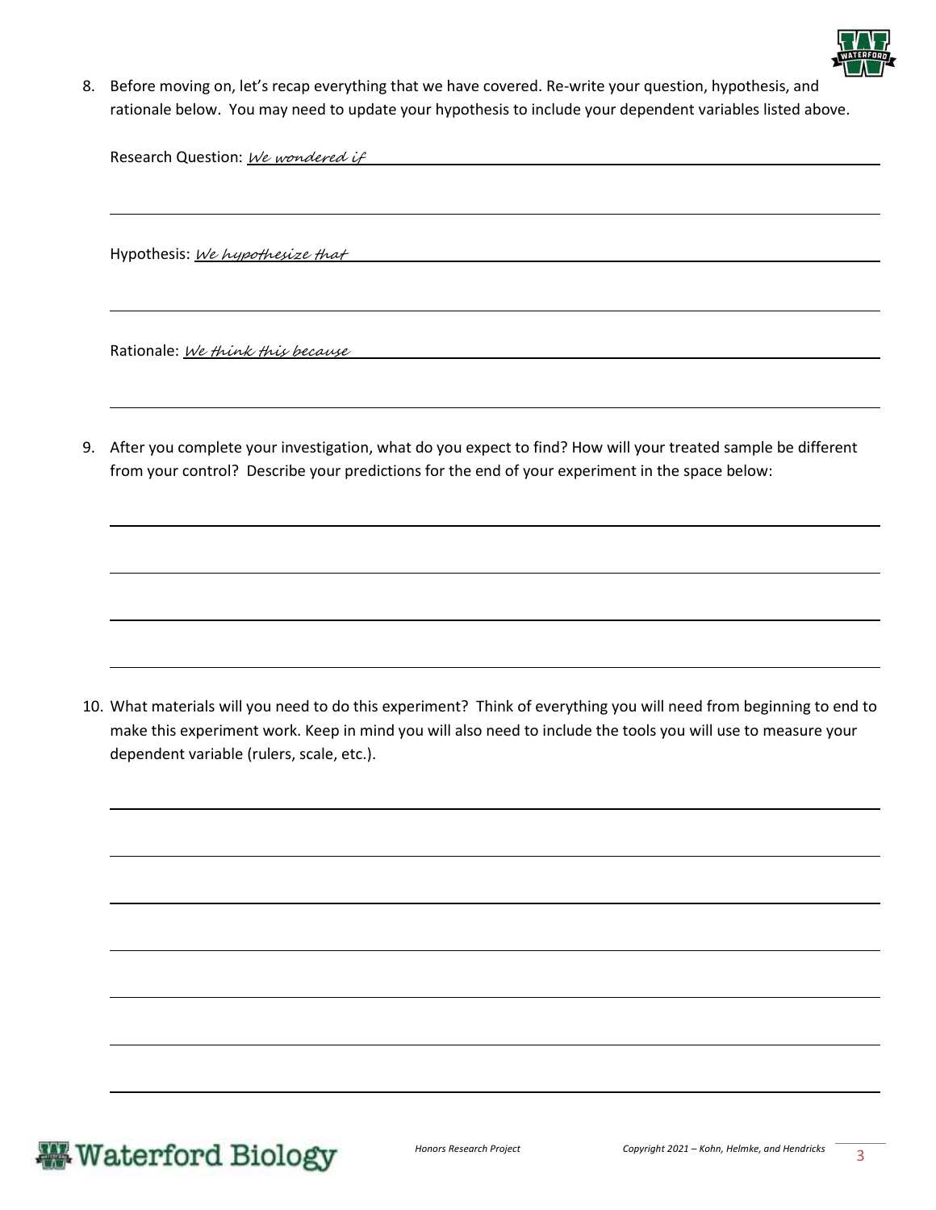8. Before moving on, let's recap everything that we have covered. Re-write your question, hypothesis, and rationale below. You may need to update your hypothesis to include your dependent variables listed above.

   Research Question: *We wondered if* ______________________________________________

   ______________________________________________________________________________

   Hypothesis: *We hypothesize that* ______________________________________________

   ______________________________________________________________________________

   Rationale: *We think this because* ______________________________________________

   ______________________________________________________________________________

9. After you complete your investigation, what do you expect to find? How will your treated sample be different from your control? Describe your predictions for the end of your experiment in the space below:

   ______________________________________________________________________________

   ______________________________________________________________________________

   ______________________________________________________________________________

   ______________________________________________________________________________

10. What materials will you need to do this experiment? Think of everything you will need from beginning to end to make this experiment work. Keep in mind you will also need to include the tools you will use to measure your dependent variable (rulers, scale, etc.).

    ______________________________________________________________________________

    ______________________________________________________________________________

    ______________________________________________________________________________

    ______________________________________________________________________________

    ______________________________________________________________________________

    ______________________________________________________________________________

    ______________________________________________________________________________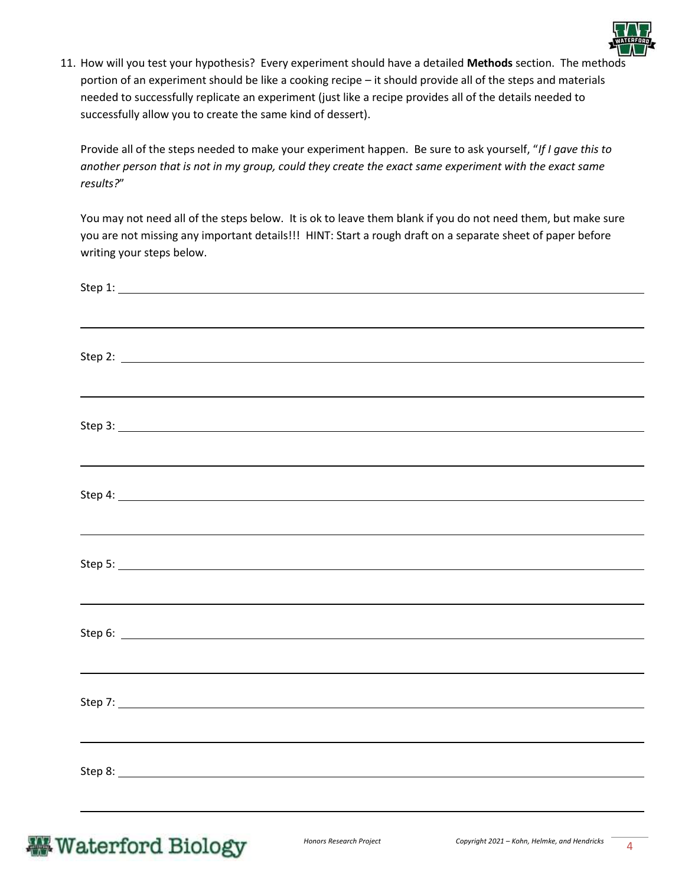11. How will you test your hypothesis? Every experiment should have a detailed **Methods** section. The methods portion of an experiment should be like a cooking recipe – it should provide all of the steps and materials needed to successfully replicate an experiment (just like a recipe provides all of the details needed to successfully allow you to create the same kind of dessert).

    Provide all of the steps needed to make your experiment happen. Be sure to ask yourself, "*If I gave this to another person that is not in my group, could they create the exact same experiment with the exact same results?*"

    You may not need all of the steps below. It is ok to leave them blank if you do not need them, but make sure you are not missing any important details!!! HINT: Start a rough draft on a separate sheet of paper before writing your steps below.

    Step 1: ____________________________________________

    ____________________________________________

    Step 2: ____________________________________________

    ____________________________________________

    Step 3: ____________________________________________

    ____________________________________________

    Step 4: ____________________________________________

    ____________________________________________

    Step 5: ____________________________________________

    ____________________________________________

    Step 6: ____________________________________________

    ____________________________________________

    Step 7: ____________________________________________

    ____________________________________________

    Step 8: ____________________________________________

    ____________________________________________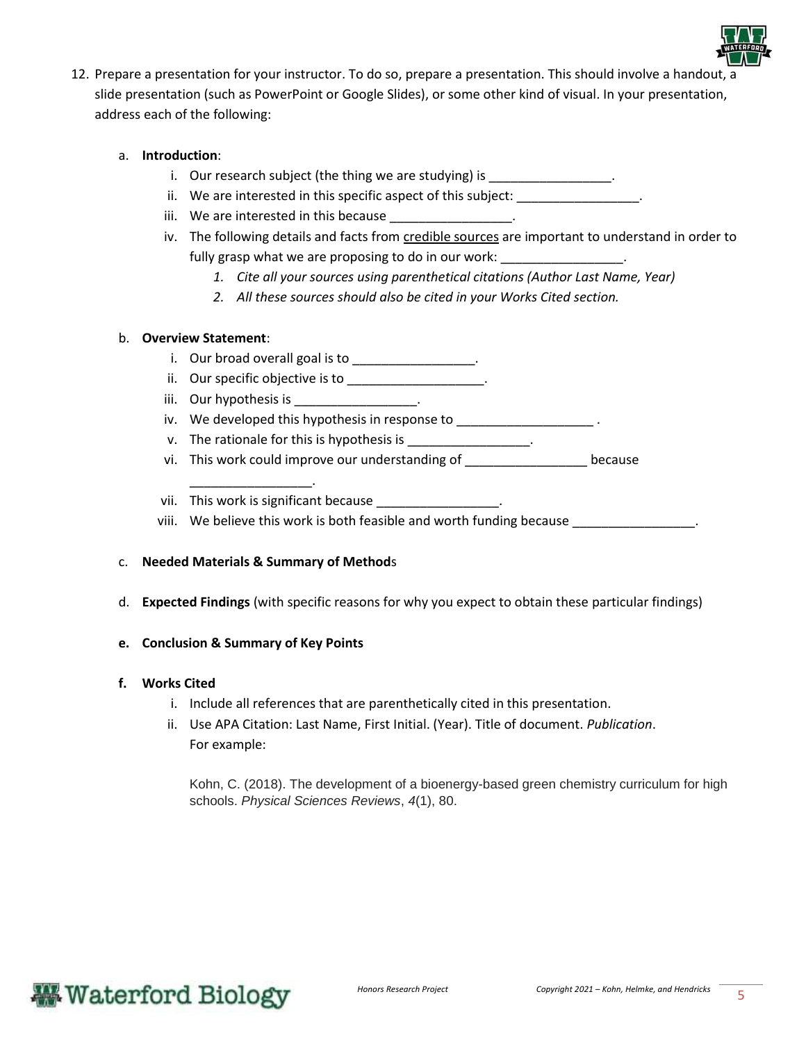12. Prepare a presentation for your instructor. To do so, prepare a presentation. This should involve a handout, a slide presentation (such as PowerPoint or Google Slides), or some other kind of visual. In your presentation, address each of the following:

    a. **Introduction**:
        i. Our research subject (the thing we are studying) is _________________.
        ii. We are interested in this specific aspect of this subject: _________________.
        iii. We are interested in this because _________________.
        iv. The following details and facts from <u>credible sources</u> are important to understand in order to fully grasp what we are proposing to do in our work: _________________.
            1. *Cite all your sources using parenthetical citations (Author Last Name, Year)*
            2. *All these sources should also be cited in your Works Cited section.*

    b. **Overview Statement**:
        i. Our broad overall goal is to _________________.
        ii. Our specific objective is to ___________________.
        iii. Our hypothesis is _________________.
        iv. We developed this hypothesis in response to ___________________ .
        v. The rationale for this is hypothesis is _________________.
        vi. This work could improve our understanding of _________________ because _________________.
        vii. This work is significant because _________________.
        viii. We believe this work is both feasible and worth funding because _________________.

    c. **Needed Materials & Summary of Method**s

    d. **Expected Findings** (with specific reasons for why you expect to obtain these particular findings)

    e. **Conclusion & Summary of Key Points**

    f. **Works Cited**
        i. Include all references that are parenthetically cited in this presentation.
        ii. Use APA Citation: Last Name, First Initial. (Year). Title of document. *Publication*. For example:

            Kohn, C. (2018). The development of a bioenergy-based green chemistry curriculum for high schools. *Physical Sciences Reviews*, *4*(1), 80.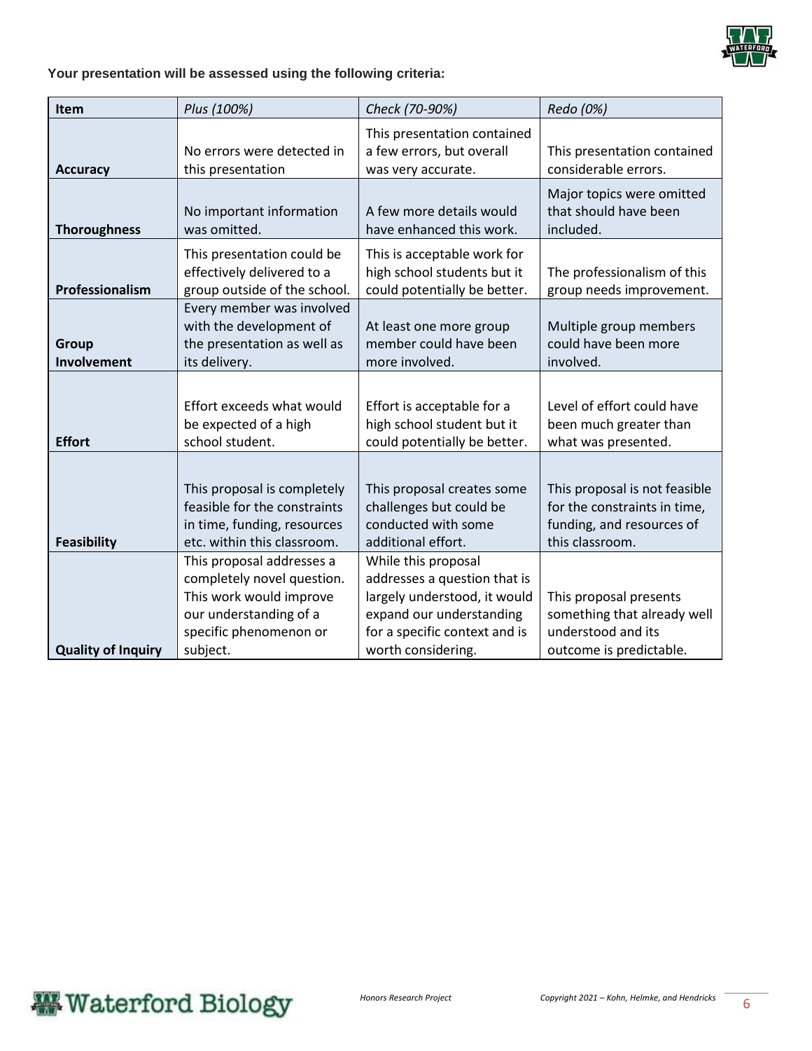**Your presentation will be assessed using the following criteria:**

| Item | *Plus (100%)* | *Check (70-90%)* | *Redo (0%)* |
|---|---|---|---|
| **Accuracy** | No errors were detected in this presentation | This presentation contained a few errors, but overall was very accurate. | This presentation contained considerable errors. |
| **Thoroughness** | No important information was omitted. | A few more details would have enhanced this work. | Major topics were omitted that should have been included. |
| **Professionalism** | This presentation could be effectively delivered to a group outside of the school. | This is acceptable work for high school students but it could potentially be better. | The professionalism of this group needs improvement. |
| **Group Involvement** | Every member was involved with the development of the presentation as well as its delivery. | At least one more group member could have been more involved. | Multiple group members could have been more involved. |
| **Effort** | Effort exceeds what would be expected of a high school student. | Effort is acceptable for a high school student but it could potentially be better. | Level of effort could have been much greater than what was presented. |
| **Feasibility** | This proposal is completely feasible for the constraints in time, funding, resources etc. within this classroom. | This proposal creates some challenges but could be conducted with some additional effort. | This proposal is not feasible for the constraints in time, funding, and resources of this classroom. |
| **Quality of Inquiry** | This proposal addresses a completely novel question. This work would improve our understanding of a specific phenomenon or subject. | While this proposal addresses a question that is largely understood, it would expand our understanding for a specific context and is worth considering. | This proposal presents something that already well understood and its outcome is predictable. |